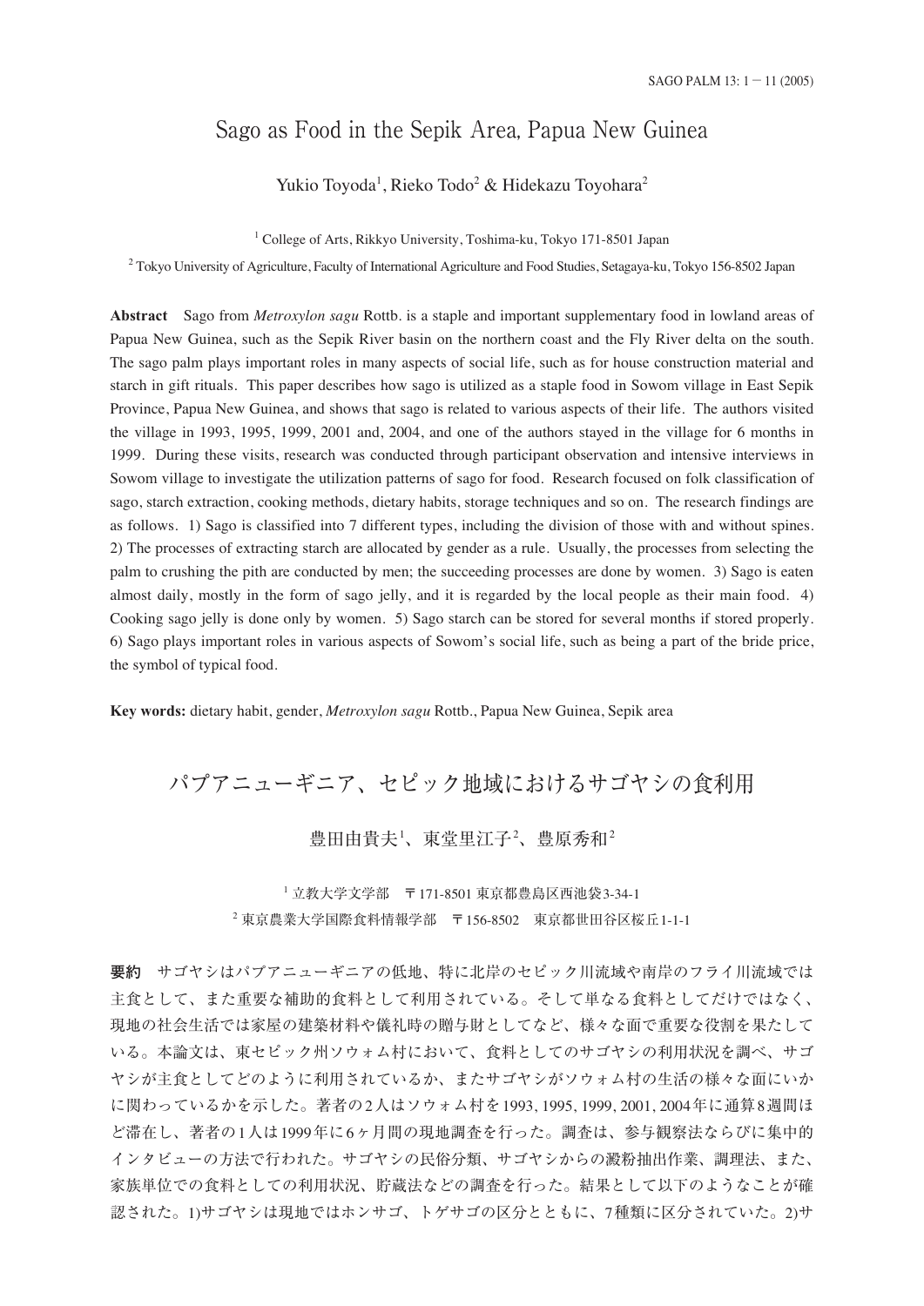# Sago as Food in the Sepik Area, Papua New Guinea

Yukio Toyoda[1], Rieko Todo[2] & Hidekazu Toyohara[2]

[1] College of Arts, Rikkyo University, Toshima-ku, Tokyo 171-8501 Japan

[2] Tokyo University of Agriculture, Faculty of International Agriculture and Food Studies, Setagaya-ku, Tokyo 156-8502 Japan

**Abstract** Sago from *Metroxylon sagu* Rottb. is a staple and important supplementary food in lowland areas of Papua New Guinea, such as the Sepik River basin on the northern coast and the Fly River delta on the south. The sago palm plays important roles in many aspects of social life, such as for house construction material and starch in gift rituals. This paper describes how sago is utilized as a staple food in Sowom village in East Sepik Province, Papua New Guinea, and shows that sago is related to various aspects of their life. The authors visited the village in 1993, 1995, 1999, 2001 and, 2004, and one of the authors stayed in the village for 6 months in 1999. During these visits, research was conducted through participant observation and intensive interviews in Sowom village to investigate the utilization patterns of sago for food. Research focused on folk classification of sago, starch extraction, cooking methods, dietary habits, storage techniques and so on. The research findings are as follows. 1) Sago is classified into 7 different types, including the division of those with and without spines. 2) The processes of extracting starch are allocated by gender as a rule. Usually, the processes from selecting the palm to crushing the pith are conducted by men; the succeeding processes are done by women. 3) Sago is eaten almost daily, mostly in the form of sago jelly, and it is regarded by the local people as their main food. 4) Cooking sago jelly is done only by women. 5) Sago starch can be stored for several months if stored properly. 6) Sago plays important roles in various aspects of Sowom's social life, such as being a part of the bride price, the symbol of typical food.

**Key words:** dietary habit, gender, *Metroxylon sagu* Rottb., Papua New Guinea, Sepik area

# パプアニューギニア、セピック地域におけるサゴヤシの食利用

豊田由貴夫[1]、東堂里江子[2]、豊原秀和[2]

[1] 立教大学文学部　〒171-8501 東京都豊島区西池袋3-34-1

[2] 東京農業大学国際食料情報学部　〒156-8502　東京都世田谷区桜丘1-1-1

**要約**　サゴヤシはパプアニューギニアの低地、特に北岸のセピック川流域や南岸のフライ川流域では主食として、また重要な補助的食料として利用されている。そして単なる食料としてだけではなく、現地の社会生活では家屋の建築材料や儀礼時の贈与財としてなど、様々な面で重要な役割を果たしている。本論文は、東セピック州ソウォム村において、食料としてのサゴヤシの利用状況を調べ、サゴヤシが主食としてどのように利用されているか、またサゴヤシがソウォム村の生活の様々な面にいかに関わっているかを示した。著者の2人はソウォム村を1993, 1995, 1999, 2001, 2004年に通算8週間ほど滞在し、著者の1人は1999年に6ヶ月間の現地調査を行った。調査は、参与観察法ならびに集中的インタビューの方法で行われた。サゴヤシの民俗分類、サゴヤシからの澱粉抽出作業、調理法、また、家族単位での食料としての利用状況、貯蔵法などの調査を行った。結果として以下のようなことが確認された。1)サゴヤシは現地ではホンサゴ、トゲサゴの区分とともに、7種類に区分されていた。2)サ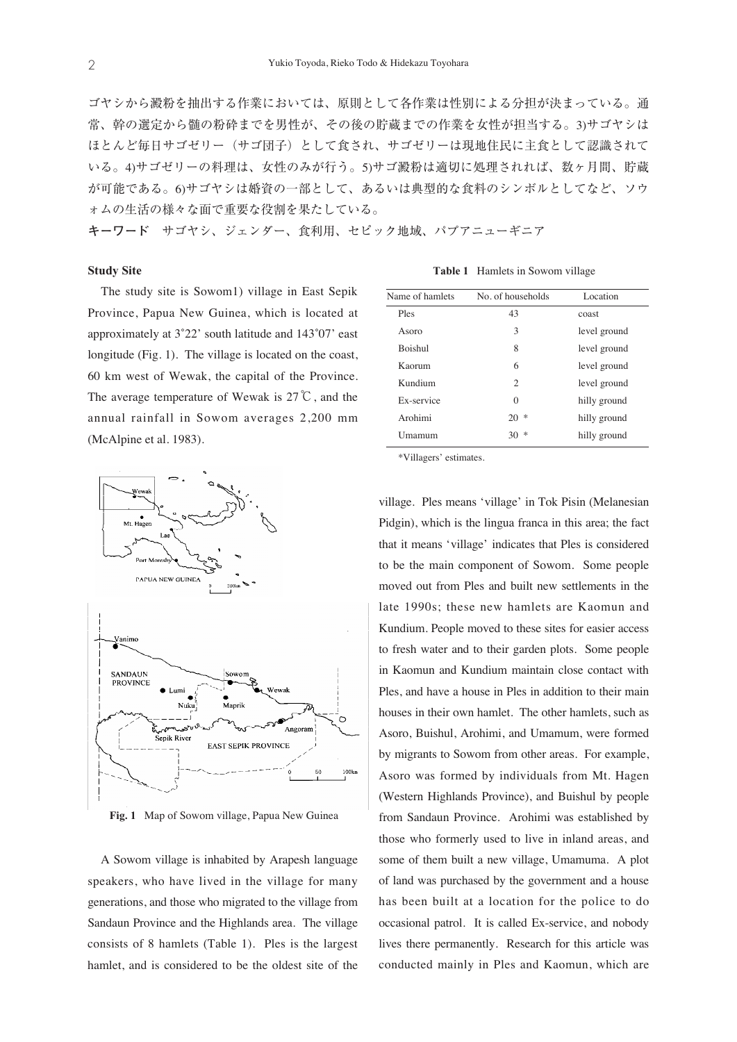ゴヤシから澱粉を抽出する作業においては、原則として各作業は性別による分担が決まっている。通常、幹の選定から髄の粉砕までを男性が、その後の貯蔵までの作業を女性が担当する。3)サゴヤシはほとんど毎日サゴゼリー（サゴ団子）として食され、サゴゼリーは現地住民に主食として認識されている。4)サゴゼリーの料理は、女性のみが行う。5)サゴ澱粉は適切に処理されれば、数ヶ月間、貯蔵が可能である。6)サゴヤシは婚資の一部として、あるいは典型的な食料のシンボルとしてなど、ソウォムの生活の様々な面で重要な役割を果たしている。

**キーワード**　サゴヤシ、ジェンダー、食利用、セピック地域、パプアニューギニア

### Study Site

The study site is Sowom1) village in East Sepik Province, Papua New Guinea, which is located at approximately at 3˚22' south latitude and 143˚07' east longitude (Fig. 1). The village is located on the coast, 60 km west of Wewak, the capital of the Province. The average temperature of Wewak is 27℃, and the annual rainfall in Sowom averages 2,200 mm (McAlpine et al. 1983).

**Fig. 1** Map of Sowom village, Papua New Guinea

A Sowom village is inhabited by Arapesh language speakers, who have lived in the village for many generations, and those who migrated to the village from Sandaun Province and the Highlands area. The village consists of 8 hamlets (Table 1). Ples is the largest hamlet, and is considered to be the oldest site of the village. Ples means 'village' in Tok Pisin (Melanesian Pidgin), which is the lingua franca in this area; the fact that it means 'village' indicates that Ples is considered to be the main component of Sowom. Some people moved out from Ples and built new settlements in the late 1990s; these new hamlets are Kaomun and Kundium. People moved to these sites for easier access to fresh water and to their garden plots. Some people in Kaomun and Kundium maintain close contact with Ples, and have a house in Ples in addition to their main houses in their own hamlet. The other hamlets, such as Asoro, Buishul, Arohimi, and Umamum, were formed by migrants to Sowom from other areas. For example, Asoro was formed by individuals from Mt. Hagen (Western Highlands Province), and Buishul by people from Sandaun Province. Arohimi was established by those who formerly used to live in inland areas, and some of them built a new village, Umamuma. A plot of land was purchased by the government and a house has been built at a location for the police to do occasional patrol. It is called Ex-service, and nobody lives there permanently. Research for this article was conducted mainly in Ples and Kaomun, which are

**Table 1** Hamlets in Sowom village

| Name of hamlets | No. of households | Location |
|---|---|---|
| Ples | 43 | coast |
| Asoro | 3 | level ground |
| Boishul | 8 | level ground |
| Kaorum | 6 | level ground |
| Kundium | 2 | level ground |
| Ex-service | 0 | hilly ground |
| Arohimi | 20 * | hilly ground |
| Umamum | 30 * | hilly ground |

*Villagers' estimates.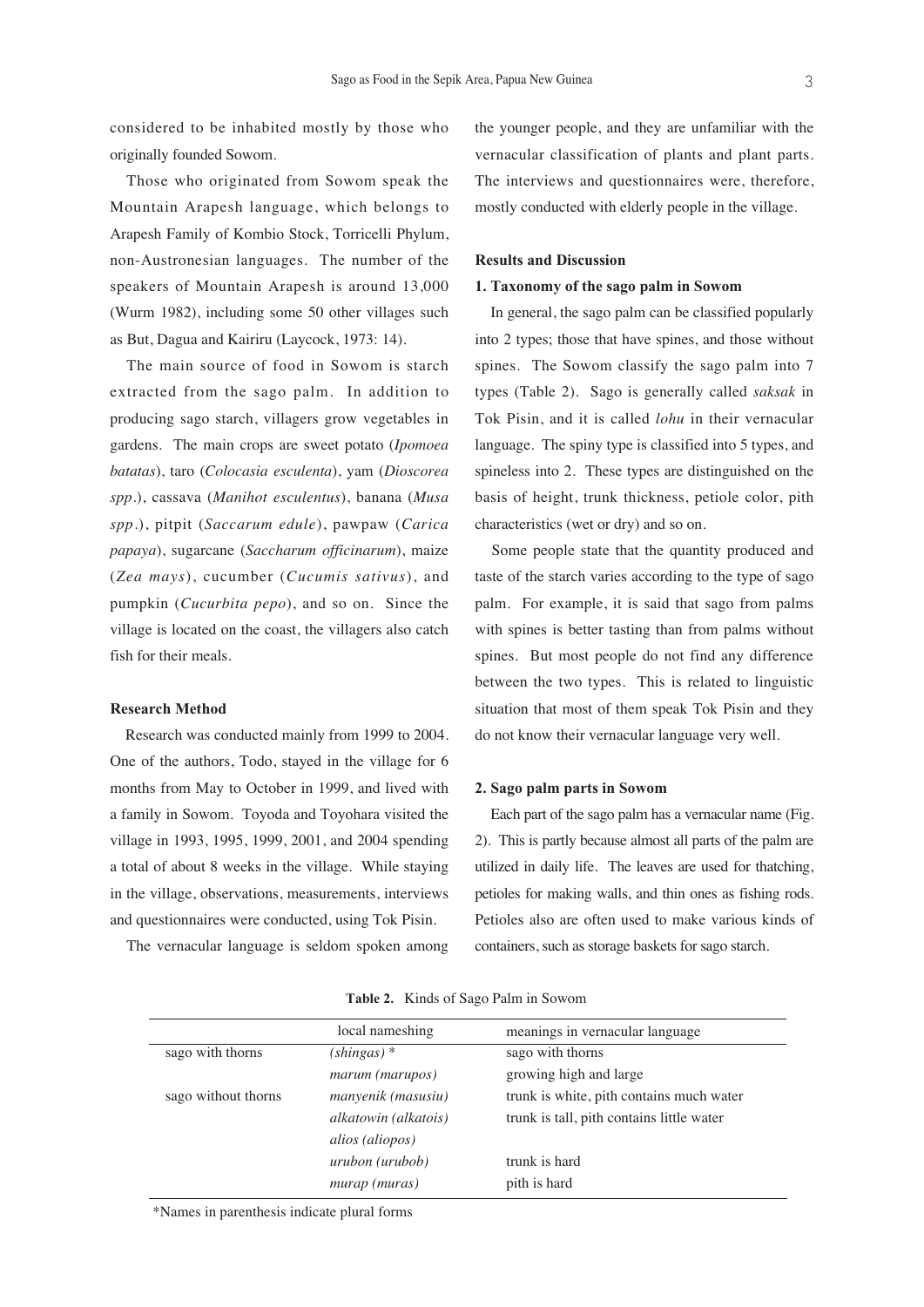considered to be inhabited mostly by those who originally founded Sowom.

Those who originated from Sowom speak the Mountain Arapesh language, which belongs to Arapesh Family of Kombio Stock, Torricelli Phylum, non-Austronesian languages. The number of the speakers of Mountain Arapesh is around 13,000 (Wurm 1982), including some 50 other villages such as But, Dagua and Kairiru (Laycock, 1973: 14).

The main source of food in Sowom is starch extracted from the sago palm. In addition to producing sago starch, villagers grow vegetables in gardens. The main crops are sweet potato (*Ipomoea batatas*), taro (*Colocasia esculenta*), yam (*Dioscorea spp*.), cassava (*Manihot esculentus*), banana (*Musa spp*.), pitpit (*Saccarum edule*), pawpaw (*Carica papaya*), sugarcane (*Saccharum officinarum*), maize (*Zea mays*), cucumber (*Cucumis sativus*), and pumpkin (*Cucurbita pepo*), and so on. Since the village is located on the coast, the villagers also catch fish for their meals.

### Research Method

Research was conducted mainly from 1999 to 2004. One of the authors, Todo, stayed in the village for 6 months from May to October in 1999, and lived with a family in Sowom. Toyoda and Toyohara visited the village in 1993, 1995, 1999, 2001, and 2004 spending a total of about 8 weeks in the village. While staying in the village, observations, measurements, interviews and questionnaires were conducted, using Tok Pisin.

The vernacular language is seldom spoken among the younger people, and they are unfamiliar with the vernacular classification of plants and plant parts. The interviews and questionnaires were, therefore, mostly conducted with elderly people in the village.

## Results and Discussion

### 1. Taxonomy of the sago palm in Sowom

In general, the sago palm can be classified popularly into 2 types; those that have spines, and those without spines. The Sowom classify the sago palm into 7 types (Table 2). Sago is generally called *saksak* in Tok Pisin, and it is called *lohu* in their vernacular language. The spiny type is classified into 5 types, and spineless into 2. These types are distinguished on the basis of height, trunk thickness, petiole color, pith characteristics (wet or dry) and so on.

Some people state that the quantity produced and taste of the starch varies according to the type of sago palm. For example, it is said that sago from palms with spines is better tasting than from palms without spines. But most people do not find any difference between the two types. This is related to linguistic situation that most of them speak Tok Pisin and they do not know their vernacular language very well.

### 2. Sago palm parts in Sowom

Each part of the sago palm has a vernacular name (Fig. 2). This is partly because almost all parts of the palm are utilized in daily life. The leaves are used for thatching, petioles for making walls, and thin ones as fishing rods. Petioles also are often used to make various kinds of containers, such as storage baskets for sago starch.

**Table 2.** Kinds of Sago Palm in Sowom

| | local nameshing | meanings in vernacular language |
|---|---|---|
| sago with thorns | *(shingas)* * | sago with thorns |
| | *marum (marupos)* | growing high and large |
| sago without thorns | *manyenik (masusiu)* | trunk is white, pith contains much water |
| | *alkatowin (alkatois)* | trunk is tall, pith contains little water |
| | *alios (aliopos)* | |
| | *urubon (urubob)* | trunk is hard |
| | *murap (muras)* | pith is hard |

*Names in parenthesis indicate plural forms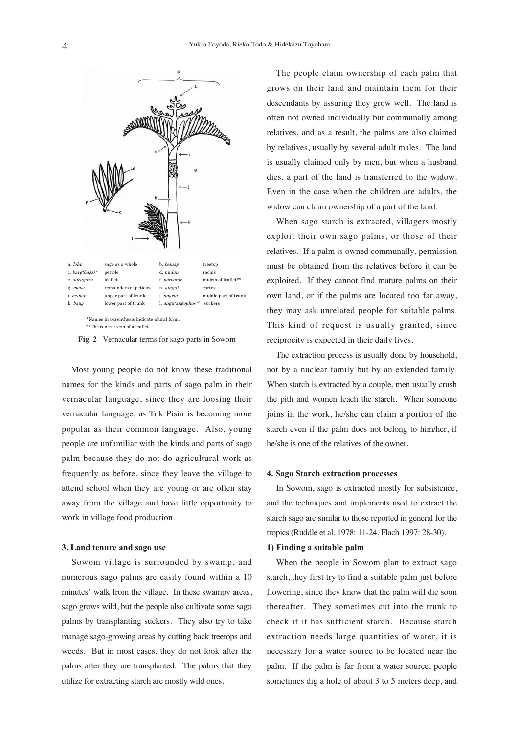| | | | |
|---|---|---|---|
| a. *lohu* | sago as a whole | b. *beinap* | treetop |
| c. *barg(bags)** | petiole | d. *nudun* | rachis |
| e. *surugites* | leaflet | f. *porpotok* | midrib of leaflet** |
| g. *mous* | remainders of petioles | h. *aingul* | cortex |
| i. *beinap* | upper part of trunk | j. *ndarut* | middle part of trunk |
| k. *baug* | lower part of trunk | l. *angu(angophos)** | suckers |

*Names in parenthesis indicate plural form.
**The central vein of a leaflet.

**Fig. 2** Vernacular terms for sago parts in Sowom

Most young people do not know these traditional names for the kinds and parts of sago palm in their vernacular language, since they are loosing their vernacular language, as Tok Pisin is becoming more popular as their common language. Also, young people are unfamiliar with the kinds and parts of sago palm because they do not do agricultural work as frequently as before, since they leave the village to attend school when they are young or are often stay away from the village and have little opportunity to work in village food production.

### 3. Land tenure and sago use

Sowom village is surrounded by swamp, and numerous sago palms are easily found within a 10 minutes' walk from the village. In these swampy areas, sago grows wild, but the people also cultivate some sago palms by transplanting suckers. They also try to take manage sago-growing areas by cutting back treetops and weeds. But in most cases, they do not look after the palms after they are transplanted. The palms that they utilize for extracting starch are mostly wild ones.

The people claim ownership of each palm that grows on their land and maintain them for their descendants by assuring they grow well. The land is often not owned individually but communally among relatives, and as a result, the palms are also claimed by relatives, usually by several adult males. The land is usually claimed only by men, but when a husband dies, a part of the land is transferred to the widow. Even in the case when the children are adults, the widow can claim ownership of a part of the land.

When sago starch is extracted, villagers mostly exploit their own sago palms, or those of their relatives. If a palm is owned communally, permission must be obtained from the relatives before it can be exploited. If they cannot find mature palms on their own land, or if the palms are located too far away, they may ask unrelated people for suitable palms. This kind of request is usually granted, since reciprocity is expected in their daily lives.

The extraction process is usually done by household, not by a nuclear family but by an extended family. When starch is extracted by a couple, men usually crush the pith and women leach the starch. When someone joins in the work, he/she can claim a portion of the starch even if the palm does not belong to him/her, if he/she is one of the relatives of the owner.

### 4. Sago Starch extraction processes

In Sowom, sago is extracted mostly for subsistence, and the techniques and implements used to extract the starch sago are similar to those reported in general for the tropics (Ruddle et al. 1978: 11-24, Flach 1997: 28-30).

#### 1) Finding a suitable palm

When the people in Sowom plan to extract sago starch, they first try to find a suitable palm just before flowering, since they know that the palm will die soon thereafter. They sometimes cut into the trunk to check if it has sufficient starch. Because starch extraction needs large quantities of water, it is necessary for a water source to be located near the palm. If the palm is far from a water source, people sometimes dig a hole of about 3 to 5 meters deep, and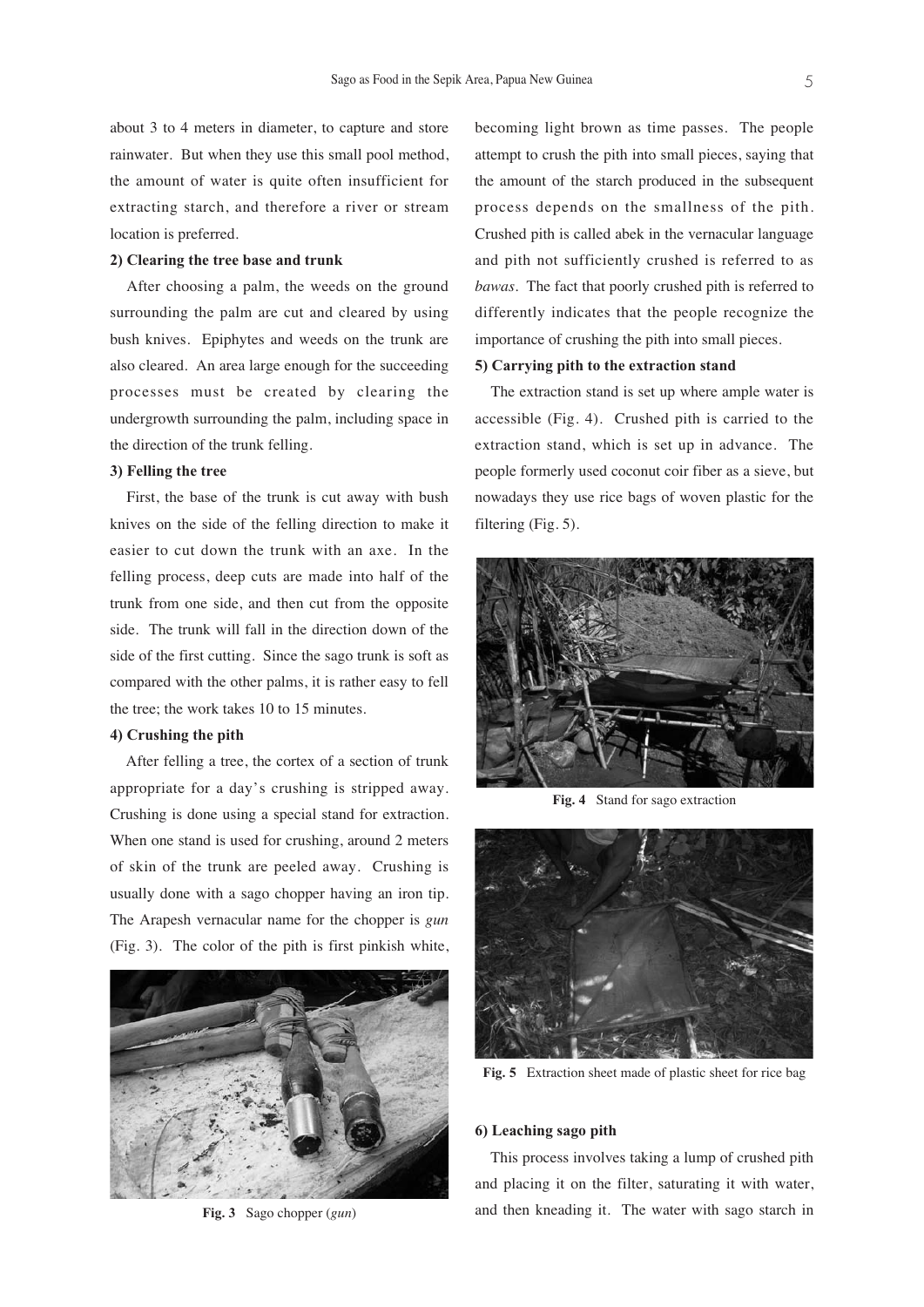about 3 to 4 meters in diameter, to capture and store rainwater. But when they use this small pool method, the amount of water is quite often insufficient for extracting starch, and therefore a river or stream location is preferred.

**2) Clearing the tree base and trunk**

After choosing a palm, the weeds on the ground surrounding the palm are cut and cleared by using bush knives. Epiphytes and weeds on the trunk are also cleared. An area large enough for the succeeding processes must be created by clearing the undergrowth surrounding the palm, including space in the direction of the trunk felling.

**3) Felling the tree**

First, the base of the trunk is cut away with bush knives on the side of the felling direction to make it easier to cut down the trunk with an axe. In the felling process, deep cuts are made into half of the trunk from one side, and then cut from the opposite side. The trunk will fall in the direction down of the side of the first cutting. Since the sago trunk is soft as compared with the other palms, it is rather easy to fell the tree; the work takes 10 to 15 minutes.

**4) Crushing the pith**

After felling a tree, the cortex of a section of trunk appropriate for a day's crushing is stripped away. Crushing is done using a special stand for extraction. When one stand is used for crushing, around 2 meters of skin of the trunk are peeled away. Crushing is usually done with a sago chopper having an iron tip. The Arapesh vernacular name for the chopper is *gun* (Fig. 3). The color of the pith is first pinkish white, becoming light brown as time passes. The people attempt to crush the pith into small pieces, saying that the amount of the starch produced in the subsequent process depends on the smallness of the pith. Crushed pith is called abek in the vernacular language and pith not sufficiently crushed is referred to as *bawas*. The fact that poorly crushed pith is referred to differently indicates that the people recognize the importance of crushing the pith into small pieces.

**Fig. 3** Sago chopper (*gun*)

**5) Carrying pith to the extraction stand**

The extraction stand is set up where ample water is accessible (Fig. 4). Crushed pith is carried to the extraction stand, which is set up in advance. The people formerly used coconut coir fiber as a sieve, but nowadays they use rice bags of woven plastic for the filtering (Fig. 5).

**Fig. 4** Stand for sago extraction

**Fig. 5** Extraction sheet made of plastic sheet for rice bag

**6) Leaching sago pith**

This process involves taking a lump of crushed pith and placing it on the filter, saturating it with water, and then kneading it. The water with sago starch in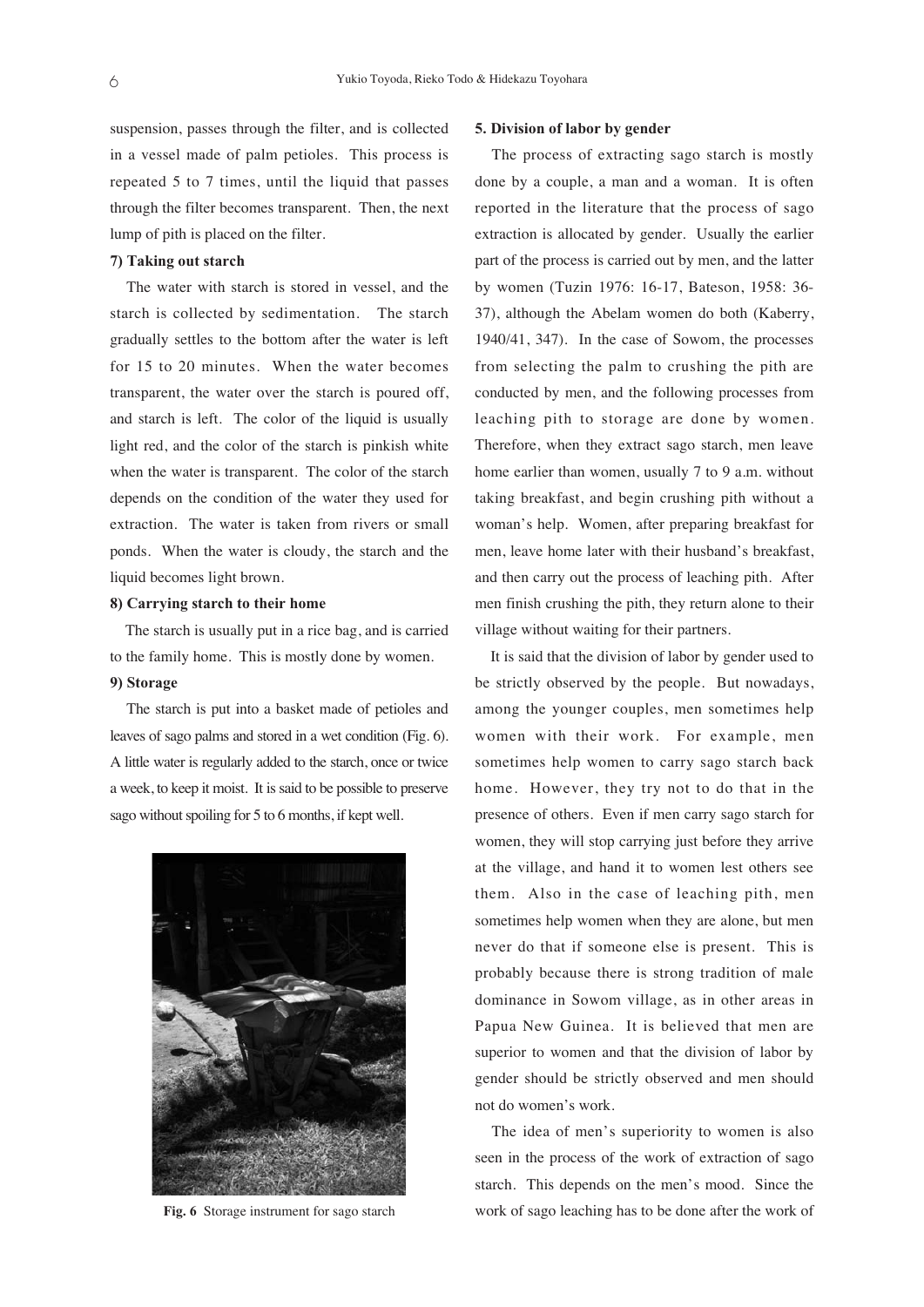suspension, passes through the filter, and is collected in a vessel made of palm petioles. This process is repeated 5 to 7 times, until the liquid that passes through the filter becomes transparent. Then, the next lump of pith is placed on the filter.

**7) Taking out starch**

The water with starch is stored in vessel, and the starch is collected by sedimentation. The starch gradually settles to the bottom after the water is left for 15 to 20 minutes. When the water becomes transparent, the water over the starch is poured off, and starch is left. The color of the liquid is usually light red, and the color of the starch is pinkish white when the water is transparent. The color of the starch depends on the condition of the water they used for extraction. The water is taken from rivers or small ponds. When the water is cloudy, the starch and the liquid becomes light brown.

**8) Carrying starch to their home**

The starch is usually put in a rice bag, and is carried to the family home. This is mostly done by women.

**9) Storage**

The starch is put into a basket made of petioles and leaves of sago palms and stored in a wet condition (Fig. 6). A little water is regularly added to the starch, once or twice a week, to keep it moist. It is said to be possible to preserve sago without spoiling for 5 to 6 months, if kept well.

**Fig. 6** Storage instrument for sago starch

**5. Division of labor by gender**

The process of extracting sago starch is mostly done by a couple, a man and a woman. It is often reported in the literature that the process of sago extraction is allocated by gender. Usually the earlier part of the process is carried out by men, and the latter by women (Tuzin 1976: 16-17, Bateson, 1958: 36-37), although the Abelam women do both (Kaberry, 1940/41, 347). In the case of Sowom, the processes from selecting the palm to crushing the pith are conducted by men, and the following processes from leaching pith to storage are done by women. Therefore, when they extract sago starch, men leave home earlier than women, usually 7 to 9 a.m. without taking breakfast, and begin crushing pith without a woman's help. Women, after preparing breakfast for men, leave home later with their husband's breakfast, and then carry out the process of leaching pith. After men finish crushing the pith, they return alone to their village without waiting for their partners.

It is said that the division of labor by gender used to be strictly observed by the people. But nowadays, among the younger couples, men sometimes help women with their work. For example, men sometimes help women to carry sago starch back home. However, they try not to do that in the presence of others. Even if men carry sago starch for women, they will stop carrying just before they arrive at the village, and hand it to women lest others see them. Also in the case of leaching pith, men sometimes help women when they are alone, but men never do that if someone else is present. This is probably because there is strong tradition of male dominance in Sowom village, as in other areas in Papua New Guinea. It is believed that men are superior to women and that the division of labor by gender should be strictly observed and men should not do women's work.

The idea of men's superiority to women is also seen in the process of the work of extraction of sago starch. This depends on the men's mood. Since the work of sago leaching has to be done after the work of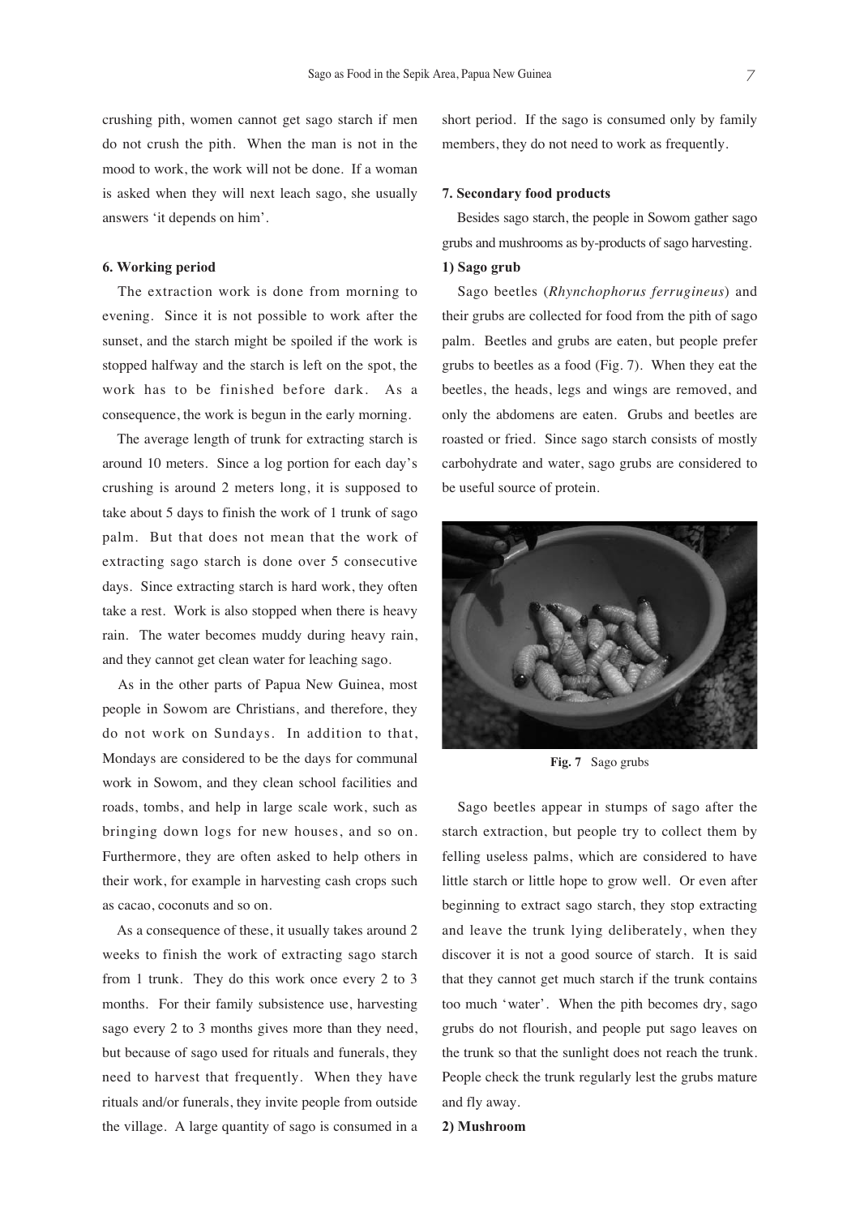crushing pith, women cannot get sago starch if men do not crush the pith. When the man is not in the mood to work, the work will not be done. If a woman is asked when they will next leach sago, she usually answers 'it depends on him'.

### 6. Working period

The extraction work is done from morning to evening. Since it is not possible to work after the sunset, and the starch might be spoiled if the work is stopped halfway and the starch is left on the spot, the work has to be finished before dark. As a consequence, the work is begun in the early morning.

The average length of trunk for extracting starch is around 10 meters. Since a log portion for each day's crushing is around 2 meters long, it is supposed to take about 5 days to finish the work of 1 trunk of sago palm. But that does not mean that the work of extracting sago starch is done over 5 consecutive days. Since extracting starch is hard work, they often take a rest. Work is also stopped when there is heavy rain. The water becomes muddy during heavy rain, and they cannot get clean water for leaching sago.

As in the other parts of Papua New Guinea, most people in Sowom are Christians, and therefore, they do not work on Sundays. In addition to that, Mondays are considered to be the days for communal work in Sowom, and they clean school facilities and roads, tombs, and help in large scale work, such as bringing down logs for new houses, and so on. Furthermore, they are often asked to help others in their work, for example in harvesting cash crops such as cacao, coconuts and so on.

As a consequence of these, it usually takes around 2 weeks to finish the work of extracting sago starch from 1 trunk. They do this work once every 2 to 3 months. For their family subsistence use, harvesting sago every 2 to 3 months gives more than they need, but because of sago used for rituals and funerals, they need to harvest that frequently. When they have rituals and/or funerals, they invite people from outside the village. A large quantity of sago is consumed in a short period. If the sago is consumed only by family members, they do not need to work as frequently.

### 7. Secondary food products

Besides sago starch, the people in Sowom gather sago grubs and mushrooms as by-products of sago harvesting.

#### 1) Sago grub

Sago beetles (*Rhynchophorus ferrugineus*) and their grubs are collected for food from the pith of sago palm. Beetles and grubs are eaten, but people prefer grubs to beetles as a food (Fig. 7). When they eat the beetles, the heads, legs and wings are removed, and only the abdomens are eaten. Grubs and beetles are roasted or fried. Since sago starch consists of mostly carbohydrate and water, sago grubs are considered to be useful source of protein.

**Fig. 7** Sago grubs

Sago beetles appear in stumps of sago after the starch extraction, but people try to collect them by felling useless palms, which are considered to have little starch or little hope to grow well. Or even after beginning to extract sago starch, they stop extracting and leave the trunk lying deliberately, when they discover it is not a good source of starch. It is said that they cannot get much starch if the trunk contains too much 'water'. When the pith becomes dry, sago grubs do not flourish, and people put sago leaves on the trunk so that the sunlight does not reach the trunk. People check the trunk regularly lest the grubs mature and fly away.

#### 2) Mushroom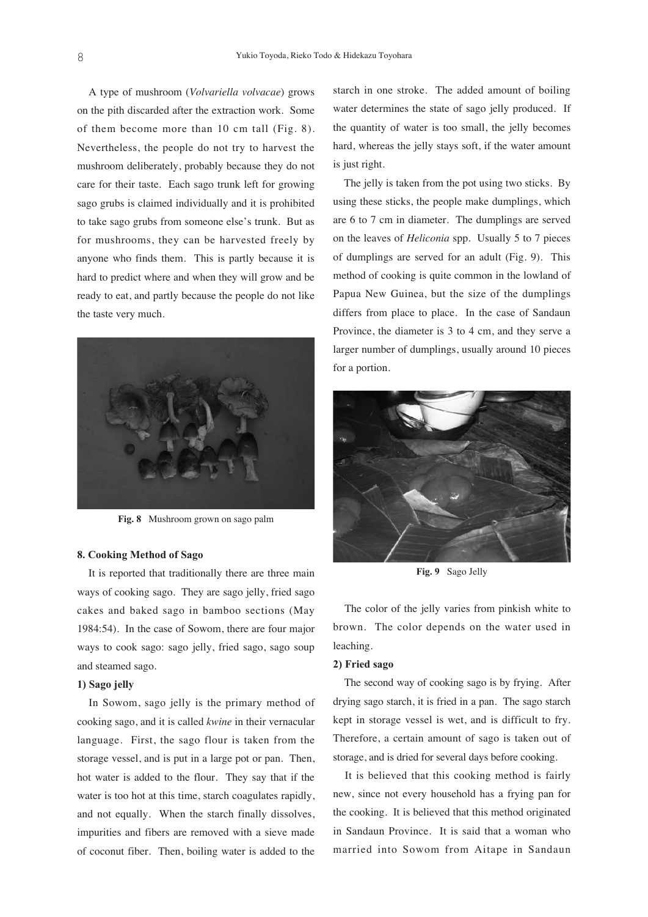A type of mushroom (*Volvariella volvacae*) grows on the pith discarded after the extraction work. Some of them become more than 10 cm tall (Fig. 8). Nevertheless, the people do not try to harvest the mushroom deliberately, probably because they do not care for their taste. Each sago trunk left for growing sago grubs is claimed individually and it is prohibited to take sago grubs from someone else's trunk. But as for mushrooms, they can be harvested freely by anyone who finds them. This is partly because it is hard to predict where and when they will grow and be ready to eat, and partly because the people do not like the taste very much.

**Fig. 8** Mushroom grown on sago palm

#### 8. Cooking Method of Sago

It is reported that traditionally there are three main ways of cooking sago. They are sago jelly, fried sago cakes and baked sago in bamboo sections (May 1984:54). In the case of Sowom, there are four major ways to cook sago: sago jelly, fried sago, sago soup and steamed sago.

#### 1) Sago jelly

In Sowom, sago jelly is the primary method of cooking sago, and it is called *kwine* in their vernacular language. First, the sago flour is taken from the storage vessel, and is put in a large pot or pan. Then, hot water is added to the flour. They say that if the water is too hot at this time, starch coagulates rapidly, and not equally. When the starch finally dissolves, impurities and fibers are removed with a sieve made of coconut fiber. Then, boiling water is added to the starch in one stroke. The added amount of boiling water determines the state of sago jelly produced. If the quantity of water is too small, the jelly becomes hard, whereas the jelly stays soft, if the water amount is just right.

The jelly is taken from the pot using two sticks. By using these sticks, the people make dumplings, which are 6 to 7 cm in diameter. The dumplings are served on the leaves of *Heliconia* spp. Usually 5 to 7 pieces of dumplings are served for an adult (Fig. 9). This method of cooking is quite common in the lowland of Papua New Guinea, but the size of the dumplings differs from place to place. In the case of Sandaun Province, the diameter is 3 to 4 cm, and they serve a larger number of dumplings, usually around 10 pieces for a portion.

**Fig. 9** Sago Jelly

The color of the jelly varies from pinkish white to brown. The color depends on the water used in leaching.

#### 2) Fried sago

The second way of cooking sago is by frying. After drying sago starch, it is fried in a pan. The sago starch kept in storage vessel is wet, and is difficult to fry. Therefore, a certain amount of sago is taken out of storage, and is dried for several days before cooking.

It is believed that this cooking method is fairly new, since not every household has a frying pan for the cooking. It is believed that this method originated in Sandaun Province. It is said that a woman who married into Sowom from Aitape in Sandaun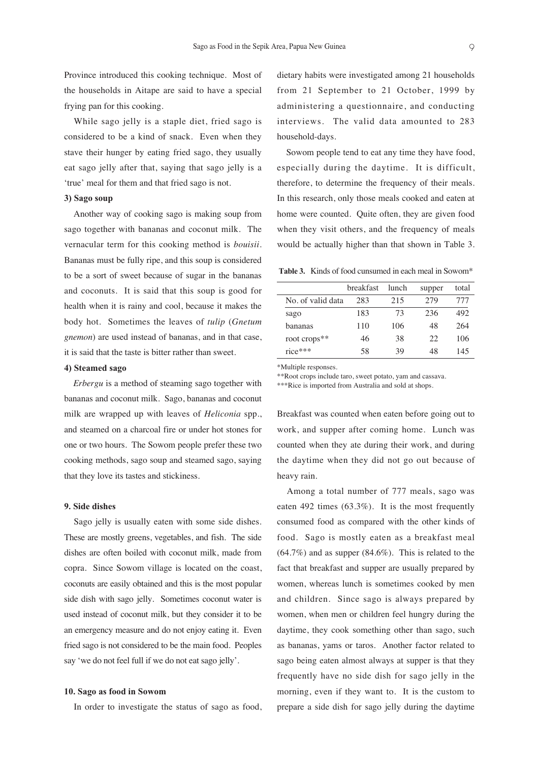Province introduced this cooking technique. Most of the households in Aitape are said to have a special frying pan for this cooking.

While sago jelly is a staple diet, fried sago is considered to be a kind of snack. Even when they stave their hunger by eating fried sago, they usually eat sago jelly after that, saying that sago jelly is a 'true' meal for them and that fried sago is not.

### 3) Sago soup

Another way of cooking sago is making soup from sago together with bananas and coconut milk. The vernacular term for this cooking method is *bouisii*. Bananas must be fully ripe, and this soup is considered to be a sort of sweet because of sugar in the bananas and coconuts. It is said that this soup is good for health when it is rainy and cool, because it makes the body hot. Sometimes the leaves of *tulip* (*Gnetum gnemon*) are used instead of bananas, and in that case, it is said that the taste is bitter rather than sweet.

### 4) Steamed sago

*Erbergu* is a method of steaming sago together with bananas and coconut milk. Sago, bananas and coconut milk are wrapped up with leaves of *Heliconia* spp., and steamed on a charcoal fire or under hot stones for one or two hours. The Sowom people prefer these two cooking methods, sago soup and steamed sago, saying that they love its tastes and stickiness.

## 9. Side dishes

Sago jelly is usually eaten with some side dishes. These are mostly greens, vegetables, and fish. The side dishes are often boiled with coconut milk, made from copra. Since Sowom village is located on the coast, coconuts are easily obtained and this is the most popular side dish with sago jelly. Sometimes coconut water is used instead of coconut milk, but they consider it to be an emergency measure and do not enjoy eating it. Even fried sago is not considered to be the main food. Peoples say 'we do not feel full if we do not eat sago jelly'.

## 10. Sago as food in Sowom

In order to investigate the status of sago as food, dietary habits were investigated among 21 households from 21 September to 21 October, 1999 by administering a questionnaire, and conducting interviews. The valid data amounted to 283 household-days.

Sowom people tend to eat any time they have food, especially during the daytime. It is difficult, therefore, to determine the frequency of their meals. In this research, only those meals cooked and eaten at home were counted. Quite often, they are given food when they visit others, and the frequency of meals would be actually higher than that shown in Table 3.

**Table 3.** Kinds of food cunsumed in each meal in Sowom*

| | breakfast | lunch | supper | total |
|---|---|---|---|---|
| No. of valid data | 283 | 215 | 279 | 777 |
| sago | 183 | 73 | 236 | 492 |
| bananas | 110 | 106 | 48 | 264 |
| root crops** | 46 | 38 | 22 | 106 |
| rice*** | 58 | 39 | 48 | 145 |

*Multiple responses.

**Root crops include taro, sweet potato, yam and cassava.

***Rice is imported from Australia and sold at shops.

Breakfast was counted when eaten before going out to work, and supper after coming home. Lunch was counted when they ate during their work, and during the daytime when they did not go out because of heavy rain.

Among a total number of 777 meals, sago was eaten 492 times (63.3%). It is the most frequently consumed food as compared with the other kinds of food. Sago is mostly eaten as a breakfast meal (64.7%) and as supper (84.6%). This is related to the fact that breakfast and supper are usually prepared by women, whereas lunch is sometimes cooked by men and children. Since sago is always prepared by women, when men or children feel hungry during the daytime, they cook something other than sago, such as bananas, yams or taros. Another factor related to sago being eaten almost always at supper is that they frequently have no side dish for sago jelly in the morning, even if they want to. It is the custom to prepare a side dish for sago jelly during the daytime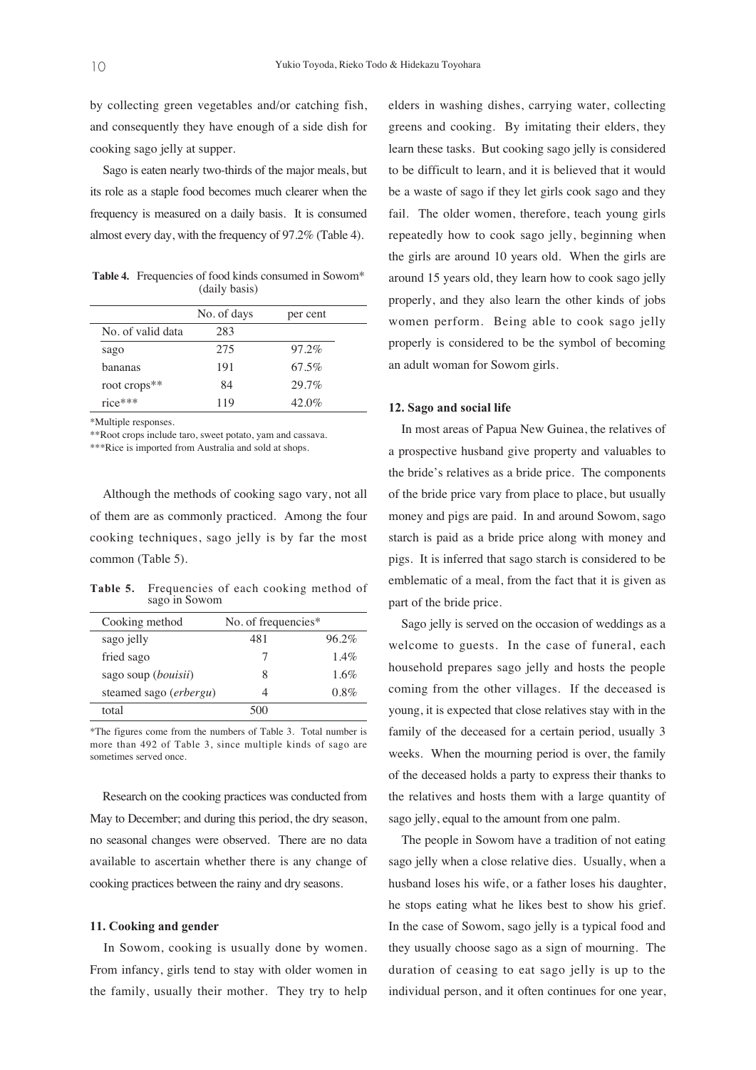by collecting green vegetables and/or catching fish, and consequently they have enough of a side dish for cooking sago jelly at supper.

Sago is eaten nearly two-thirds of the major meals, but its role as a staple food becomes much clearer when the frequency is measured on a daily basis. It is consumed almost every day, with the frequency of 97.2% (Table 4).

**Table 4.** Frequencies of food kinds consumed in Sowom* (daily basis)

| | No. of days | per cent |
|---|---|---|
| No. of valid data | 283 | |
| sago | 275 | 97.2% |
| bananas | 191 | 67.5% |
| root crops** | 84 | 29.7% |
| rice*** | 119 | 42.0% |

*Multiple responses.
**Root crops include taro, sweet potato, yam and cassava.
***Rice is imported from Australia and sold at shops.

Although the methods of cooking sago vary, not all of them are as commonly practiced. Among the four cooking techniques, sago jelly is by far the most common (Table 5).

**Table 5.** Frequencies of each cooking method of sago in Sowom

| Cooking method | No. of frequencies* | |
|---|---|---|
| sago jelly | 481 | 96.2% |
| fried sago | 7 | 1.4% |
| sago soup (*bouisii*) | 8 | 1.6% |
| steamed sago (*erbergu*) | 4 | 0.8% |
| total | 500 | |

*The figures come from the numbers of Table 3. Total number is more than 492 of Table 3, since multiple kinds of sago are sometimes served once.

Research on the cooking practices was conducted from May to December; and during this period, the dry season, no seasonal changes were observed. There are no data available to ascertain whether there is any change of cooking practices between the rainy and dry seasons.

### 11. Cooking and gender

In Sowom, cooking is usually done by women. From infancy, girls tend to stay with older women in the family, usually their mother. They try to help elders in washing dishes, carrying water, collecting greens and cooking. By imitating their elders, they learn these tasks. But cooking sago jelly is considered to be difficult to learn, and it is believed that it would be a waste of sago if they let girls cook sago and they fail. The older women, therefore, teach young girls repeatedly how to cook sago jelly, beginning when the girls are around 10 years old. When the girls are around 15 years old, they learn how to cook sago jelly properly, and they also learn the other kinds of jobs women perform. Being able to cook sago jelly properly is considered to be the symbol of becoming an adult woman for Sowom girls.

### 12. Sago and social life

In most areas of Papua New Guinea, the relatives of a prospective husband give property and valuables to the bride's relatives as a bride price. The components of the bride price vary from place to place, but usually money and pigs are paid. In and around Sowom, sago starch is paid as a bride price along with money and pigs. It is inferred that sago starch is considered to be emblematic of a meal, from the fact that it is given as part of the bride price.

Sago jelly is served on the occasion of weddings as a welcome to guests. In the case of funeral, each household prepares sago jelly and hosts the people coming from the other villages. If the deceased is young, it is expected that close relatives stay with in the family of the deceased for a certain period, usually 3 weeks. When the mourning period is over, the family of the deceased holds a party to express their thanks to the relatives and hosts them with a large quantity of sago jelly, equal to the amount from one palm.

The people in Sowom have a tradition of not eating sago jelly when a close relative dies. Usually, when a husband loses his wife, or a father loses his daughter, he stops eating what he likes best to show his grief. In the case of Sowom, sago jelly is a typical food and they usually choose sago as a sign of mourning. The duration of ceasing to eat sago jelly is up to the individual person, and it often continues for one year,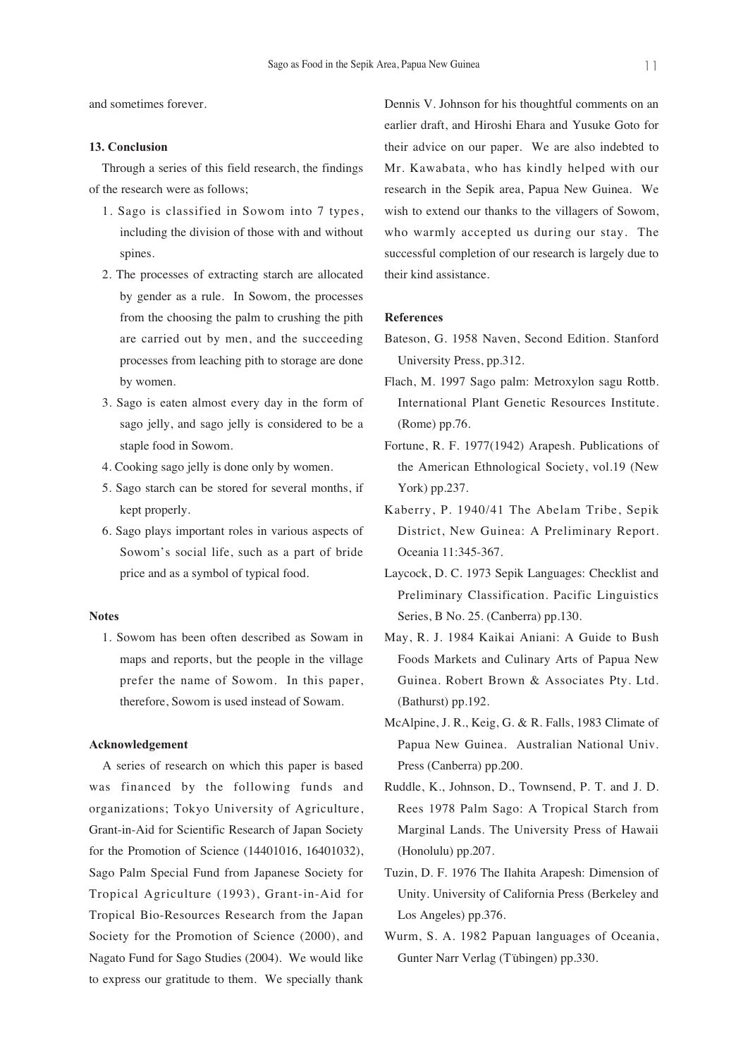and sometimes forever.

### 13. Conclusion

Through a series of this field research, the findings of the research were as follows;

1. Sago is classified in Sowom into 7 types, including the division of those with and without spines.
2. The processes of extracting starch are allocated by gender as a rule. In Sowom, the processes from the choosing the palm to crushing the pith are carried out by men, and the succeeding processes from leaching pith to storage are done by women.
3. Sago is eaten almost every day in the form of sago jelly, and sago jelly is considered to be a staple food in Sowom.
4. Cooking sago jelly is done only by women.
5. Sago starch can be stored for several months, if kept properly.
6. Sago plays important roles in various aspects of Sowom's social life, such as a part of bride price and as a symbol of typical food.

### Notes

1. Sowom has been often described as Sowam in maps and reports, but the people in the village prefer the name of Sowom. In this paper, therefore, Sowom is used instead of Sowam.

### Acknowledgement

A series of research on which this paper is based was financed by the following funds and organizations; Tokyo University of Agriculture, Grant-in-Aid for Scientific Research of Japan Society for the Promotion of Science (14401016, 16401032), Sago Palm Special Fund from Japanese Society for Tropical Agriculture (1993), Grant-in-Aid for Tropical Bio-Resources Research from the Japan Society for the Promotion of Science (2000), and Nagato Fund for Sago Studies (2004). We would like to express our gratitude to them. We specially thank Dennis V. Johnson for his thoughtful comments on an earlier draft, and Hiroshi Ehara and Yusuke Goto for their advice on our paper. We are also indebted to Mr. Kawabata, who has kindly helped with our research in the Sepik area, Papua New Guinea. We wish to extend our thanks to the villagers of Sowom, who warmly accepted us during our stay. The successful completion of our research is largely due to their kind assistance.

### References

Bateson, G. 1958 Naven, Second Edition. Stanford University Press, pp.312.

Flach, M. 1997 Sago palm: Metroxylon sagu Rottb. International Plant Genetic Resources Institute. (Rome) pp.76.

Fortune, R. F. 1977(1942) Arapesh. Publications of the American Ethnological Society, vol.19 (New York) pp.237.

Kaberry, P. 1940/41 The Abelam Tribe, Sepik District, New Guinea: A Preliminary Report. Oceania 11:345-367.

Laycock, D. C. 1973 Sepik Languages: Checklist and Preliminary Classification. Pacific Linguistics Series, B No. 25. (Canberra) pp.130.

May, R. J. 1984 Kaikai Aniani: A Guide to Bush Foods Markets and Culinary Arts of Papua New Guinea. Robert Brown & Associates Pty. Ltd. (Bathurst) pp.192.

McAlpine, J. R., Keig, G. & R. Falls, 1983 Climate of Papua New Guinea. Australian National Univ. Press (Canberra) pp.200.

Ruddle, K., Johnson, D., Townsend, P. T. and J. D. Rees 1978 Palm Sago: A Tropical Starch from Marginal Lands. The University Press of Hawaii (Honolulu) pp.207.

Tuzin, D. F. 1976 The Ilahita Arapesh: Dimension of Unity. University of California Press (Berkeley and Los Angeles) pp.376.

Wurm, S. A. 1982 Papuan languages of Oceania, Gunter Narr Verlag (Tübingen) pp.330.